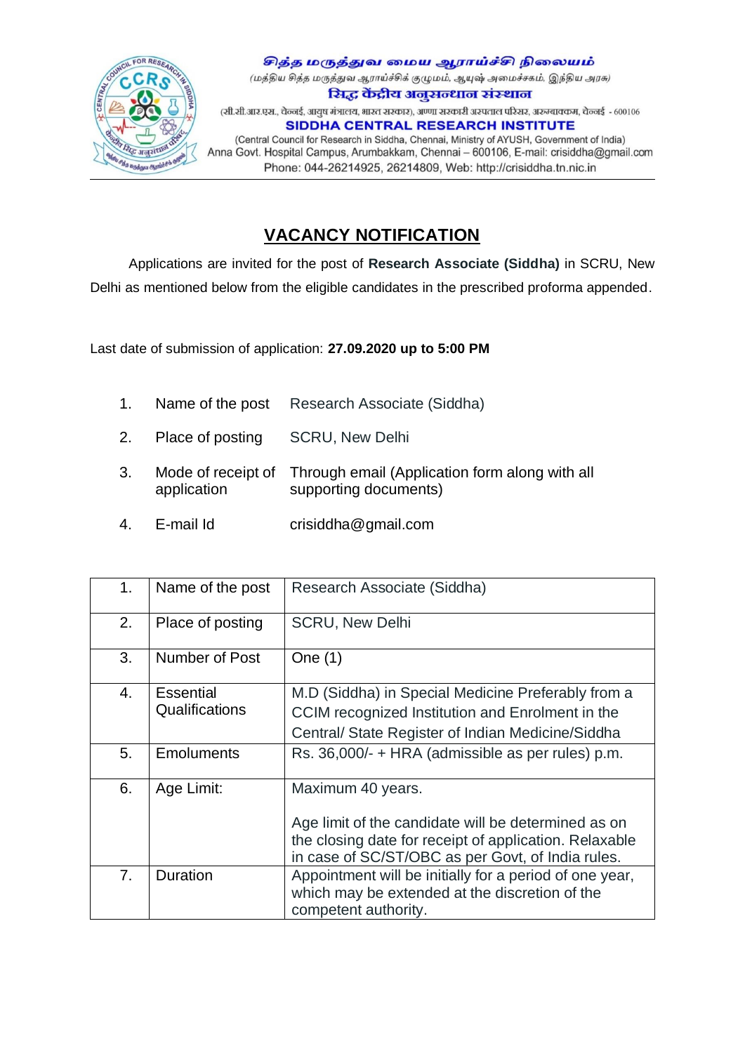சித்த மருத்துவ மைய ஆராய்ச்சி நிலையம்

(மத்திய சித்த மருத்துவ ஆராய்ச்சிக் குழுமம், ஆயுஷ் அமைச்சகம், இந்திய அரசு)

सिद्ध केंद्रीय अनुसन्धान संस्थान

(सी.सी.आर.एस., चेन्नई, आयुष मंत्रालय, भारत सरकार), अण्णा सरकारी अस्पताल परिसर, अरुम्बाक्कम, चेन्नई - 600106

**SIDDHA CENTRAL RESEARCH INSTITUTE**

(Central Council for Research in Siddha, Chennai, Ministry of AYUSH, Government of India)
Anna Govt. Hospital Campus, Arumbakkam, Chennai – 600106, E-mail: crisiddha@gmail.com
Phone: 044-26214925, 26214809, Web: http://crisiddha.tn.nic.in

# VACANCY NOTIFICATION

Applications are invited for the post of **Research Associate (Siddha)** in SCRU, New Delhi as mentioned below from the eligible candidates in the prescribed proforma appended.

Last date of submission of application: **27.09.2020 up to 5:00 PM**

1. Name of the post — Research Associate (Siddha)
2. Place of posting — SCRU, New Delhi
3. Mode of receipt of application — Through email (Application form along with all supporting documents)
4. E-mail Id — crisiddha@gmail.com

| | | |
|---|---|---|
| 1. | Name of the post | Research Associate (Siddha) |
| 2. | Place of posting | SCRU, New Delhi |
| 3. | Number of Post | One (1) |
| 4. | Essential Qualifications | M.D (Siddha) in Special Medicine Preferably from a CCIM recognized Institution and Enrolment in the Central/ State Register of Indian Medicine/Siddha |
| 5. | Emoluments | Rs. 36,000/- + HRA (admissible as per rules) p.m. |
| 6. | Age Limit: | Maximum 40 years.<br><br>Age limit of the candidate will be determined as on the closing date for receipt of application. Relaxable in case of SC/ST/OBC as per Govt, of India rules. |
| 7. | Duration | Appointment will be initially for a period of one year, which may be extended at the discretion of the competent authority. |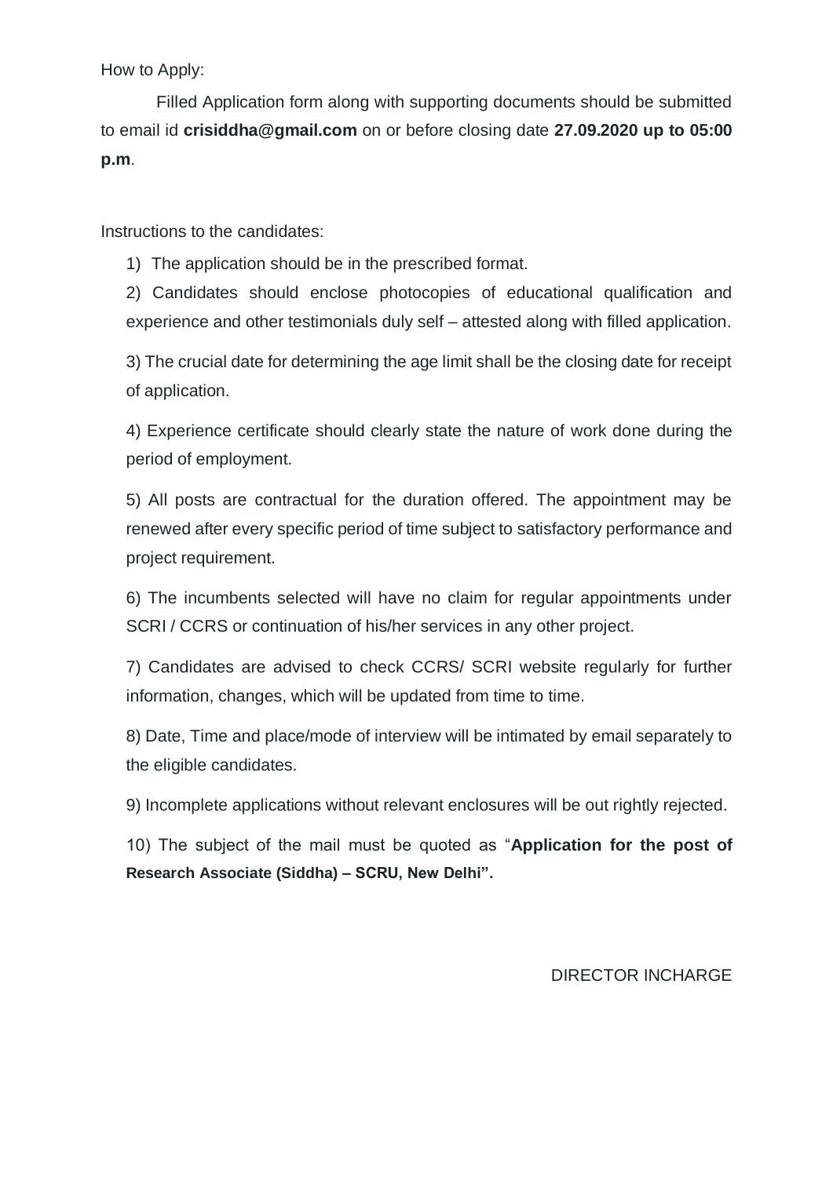How to Apply:

Filled Application form along with supporting documents should be submitted to email id **crisiddha@gmail.com** on or before closing date **27.09.2020 up to 05:00 p.m**.

Instructions to the candidates:

1) The application should be in the prescribed format.

2) Candidates should enclose photocopies of educational qualification and experience and other testimonials duly self – attested along with filled application.

3) The crucial date for determining the age limit shall be the closing date for receipt of application.

4) Experience certificate should clearly state the nature of work done during the period of employment.

5) All posts are contractual for the duration offered. The appointment may be renewed after every specific period of time subject to satisfactory performance and project requirement.

6) The incumbents selected will have no claim for regular appointments under SCRI / CCRS or continuation of his/her services in any other project.

7) Candidates are advised to check CCRS/ SCRI website regularly for further information, changes, which will be updated from time to time.

8) Date, Time and place/mode of interview will be intimated by email separately to the eligible candidates.

9) Incomplete applications without relevant enclosures will be out rightly rejected.

10) The subject of the mail must be quoted as "**Application for the post of Research Associate (Siddha) – SCRU, New Delhi".**

DIRECTOR INCHARGE